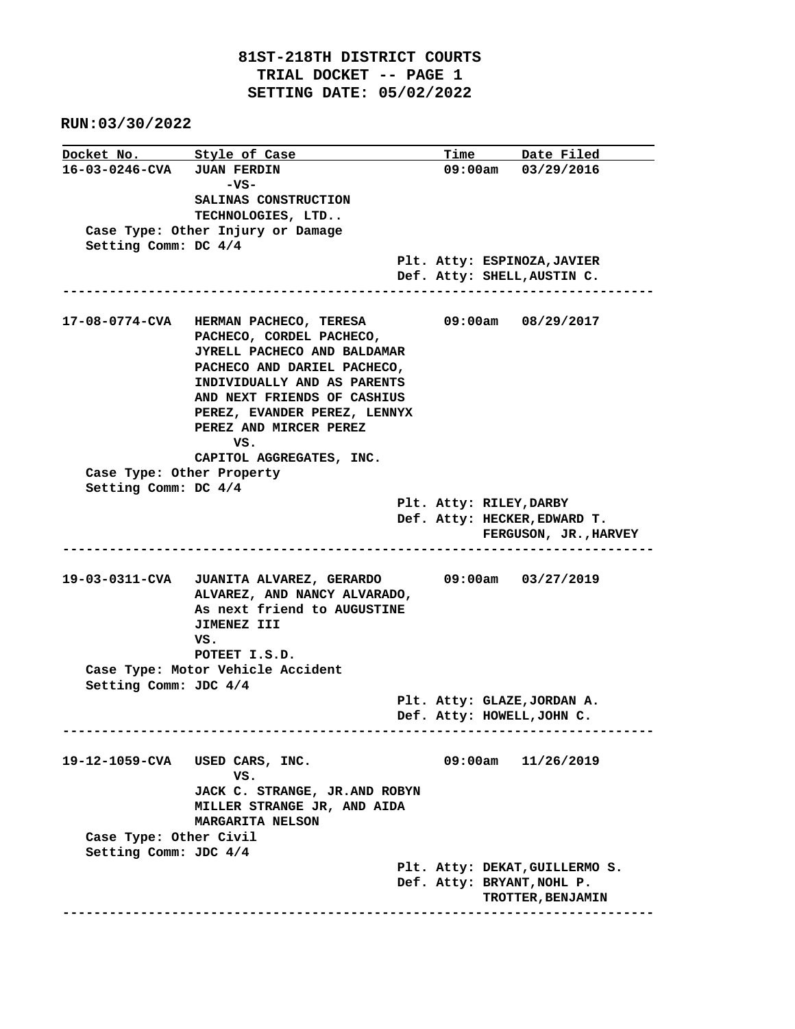# 81ST-218TH DISTRICT COURTS
## TRIAL DOCKET -- PAGE 1
## SETTING DATE: 05/02/2022

**RUN:03/30/2022**

| Docket No. | Style of Case | Time | Date Filed |
| --- | --- | --- | --- |
| 16-03-0246-CVA | JUAN FERDIN -VS- SALINAS CONSTRUCTION TECHNOLOGIES, LTD.. | 09:00am | 03/29/2016 |

Case Type: Other Injury or Damage
Setting Comm: DC 4/4

Plt. Atty: ESPINOZA,JAVIER
Def. Atty: SHELL,AUSTIN C.

---

| Docket No. | Style of Case | Time | Date Filed |
| --- | --- | --- | --- |
| 17-08-0774-CVA | HERMAN PACHECO, TERESA PACHECO, CORDEL PACHECO, JYRELL PACHECO AND BALDAMAR PACHECO AND DARIEL PACHECO, INDIVIDUALLY AND AS PARENTS AND NEXT FRIENDS OF CASHIUS PEREZ, EVANDER PEREZ, LENNYX PEREZ AND MIRCER PEREZ VS. CAPITOL AGGREGATES, INC. | 09:00am | 08/29/2017 |

Case Type: Other Property
Setting Comm: DC 4/4

Plt. Atty: RILEY,DARBY
Def. Atty: HECKER,EDWARD T.
FERGUSON, JR.,HARVEY

---

| Docket No. | Style of Case | Time | Date Filed |
| --- | --- | --- | --- |
| 19-03-0311-CVA | JUANITA ALVAREZ, GERARDO ALVAREZ, AND NANCY ALVARADO, As next friend to AUGUSTINE JIMENEZ III VS. POTEET I.S.D. | 09:00am | 03/27/2019 |

Case Type: Motor Vehicle Accident
Setting Comm: JDC 4/4

Plt. Atty: GLAZE,JORDAN A.
Def. Atty: HOWELL,JOHN C.

---

| Docket No. | Style of Case | Time | Date Filed |
| --- | --- | --- | --- |
| 19-12-1059-CVA | USED CARS, INC. VS. JACK C. STRANGE, JR.AND ROBYN MILLER STRANGE JR, AND AIDA MARGARITA NELSON | 09:00am | 11/26/2019 |

Case Type: Other Civil
Setting Comm: JDC 4/4

Plt. Atty: DEKAT,GUILLERMO S.
Def. Atty: BRYANT,NOHL P.
TROTTER,BENJAMIN

---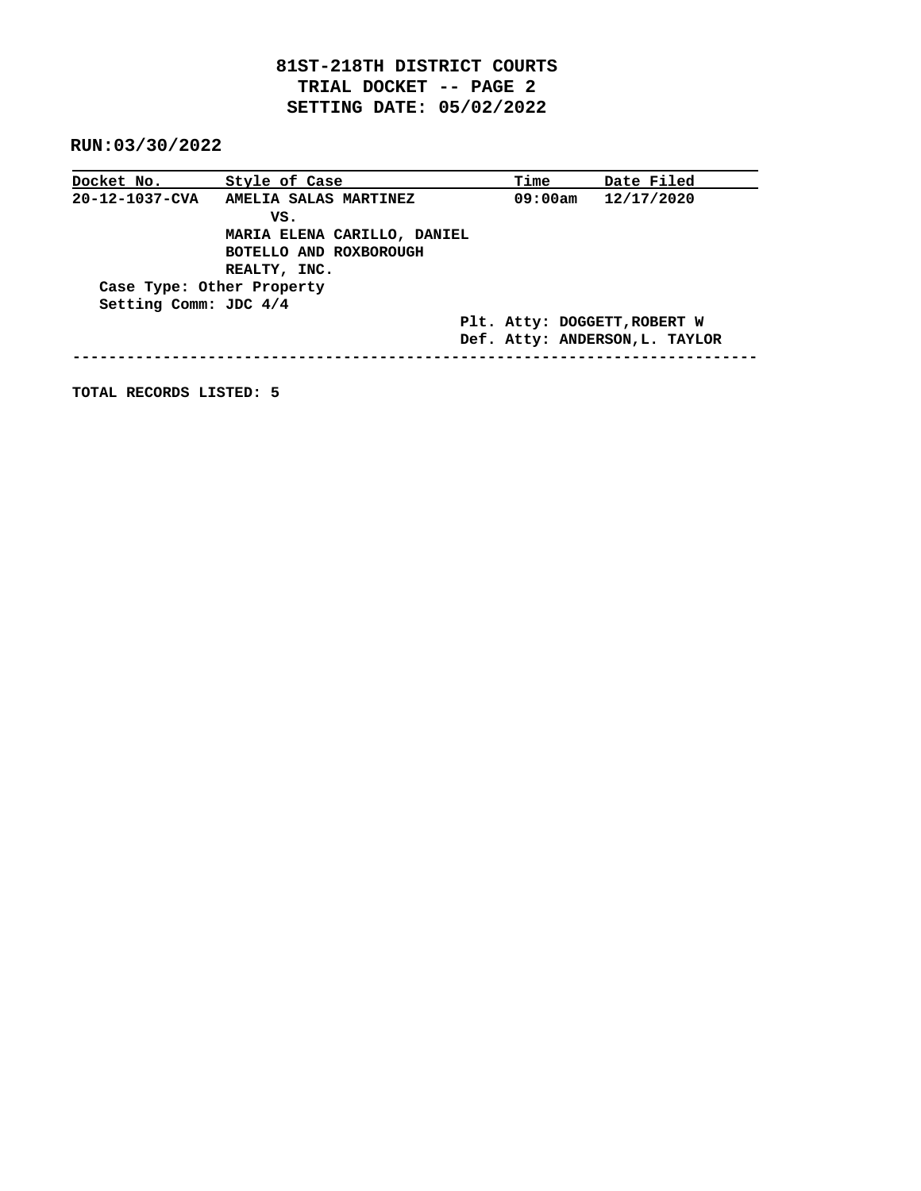**81ST-218TH DISTRICT COURTS**
**TRIAL DOCKET -- PAGE 2**
**SETTING DATE: 05/02/2022**

**RUN:03/30/2022**

| Docket No. | Style of Case | Time | Date Filed |
|---|---|---|---|
| 20-12-1037-CVA | AMELIA SALAS MARTINEZ<br>VS.<br>MARIA ELENA CARILLO, DANIEL BOTELLO AND ROXBOROUGH REALTY, INC. | 09:00am | 12/17/2020 |

Case Type: Other Property
Setting Comm: JDC 4/4

Plt. Atty: DOGGETT,ROBERT W
Def. Atty: ANDERSON,L. TAYLOR

---

**TOTAL RECORDS LISTED: 5**